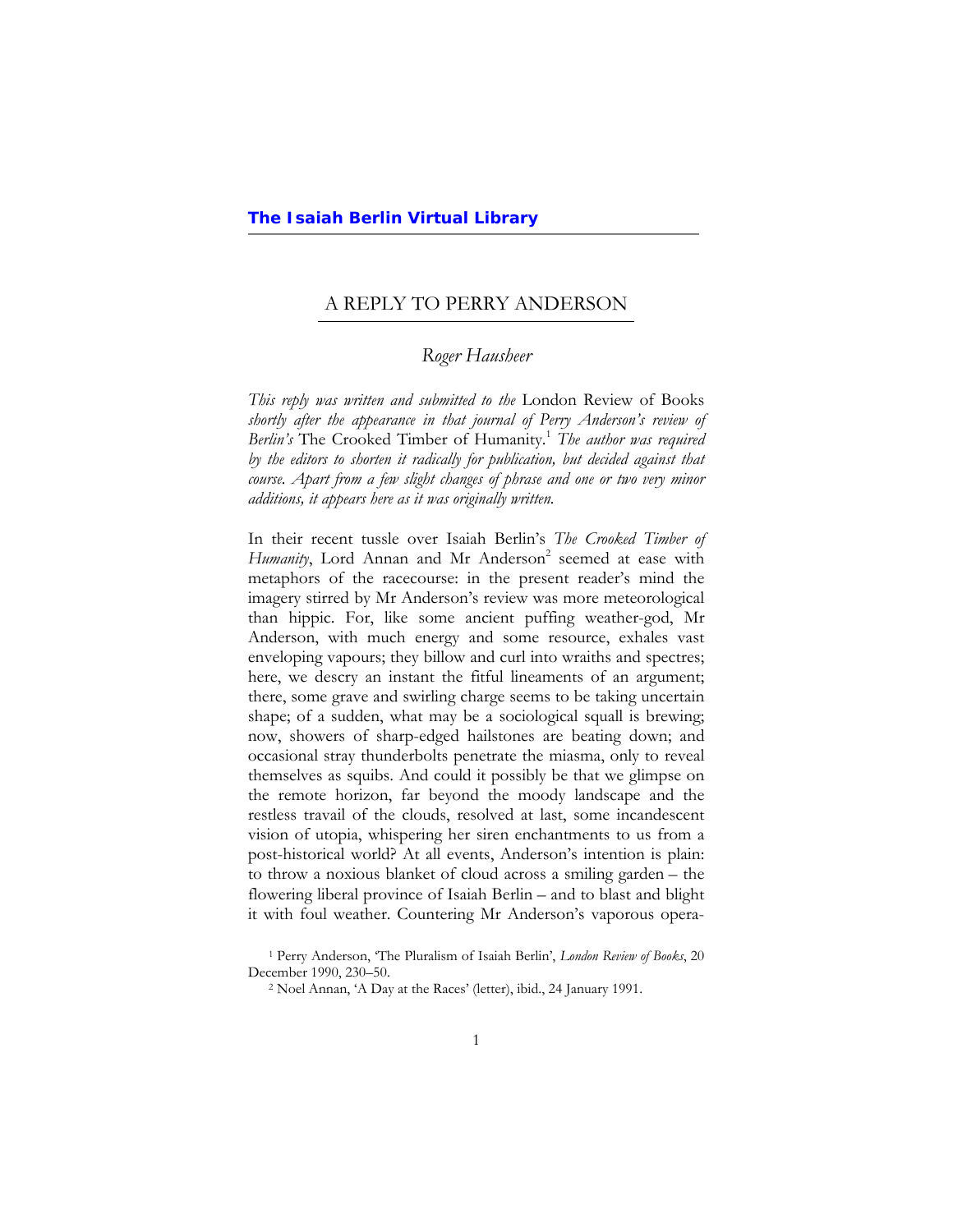# A REPLY TO PERRY ANDERSON

*Roger Hausheer*

*This reply was written and submitted to the* London Review of Books *shortly after the appearance in that journal of Perry Anderson's review of Berlin's* The Crooked Timber of Humanity.[1] *The author was required by the editors to shorten it radically for publication, but decided against that course. Apart from a few slight changes of phrase and one or two very minor additions, it appears here as it was originally written.*

In their recent tussle over Isaiah Berlin's *The Crooked Timber of Humanity*, Lord Annan and Mr Anderson[2] seemed at ease with metaphors of the racecourse: in the present reader's mind the imagery stirred by Mr Anderson's review was more meteorological than hippic. For, like some ancient puffing weather-god, Mr Anderson, with much energy and some resource, exhales vast enveloping vapours; they billow and curl into wraiths and spectres; here, we descry an instant the fitful lineaments of an argument; there, some grave and swirling charge seems to be taking uncertain shape; of a sudden, what may be a sociological squall is brewing; now, showers of sharp-edged hailstones are beating down; and occasional stray thunderbolts penetrate the miasma, only to reveal themselves as squibs. And could it possibly be that we glimpse on the remote horizon, far beyond the moody landscape and the restless travail of the clouds, resolved at last, some incandescent vision of utopia, whispering her siren enchantments to us from a post-historical world? At all events, Anderson's intention is plain: to throw a noxious blanket of cloud across a smiling garden – the flowering liberal province of Isaiah Berlin – and to blast and blight it with foul weather. Countering Mr Anderson's vaporous opera-

[1] Perry Anderson, 'The Pluralism of Isaiah Berlin', *London Review of Books*, 20 December 1990, 230–50.

[2] Noel Annan, 'A Day at the Races' (letter), ibid., 24 January 1991.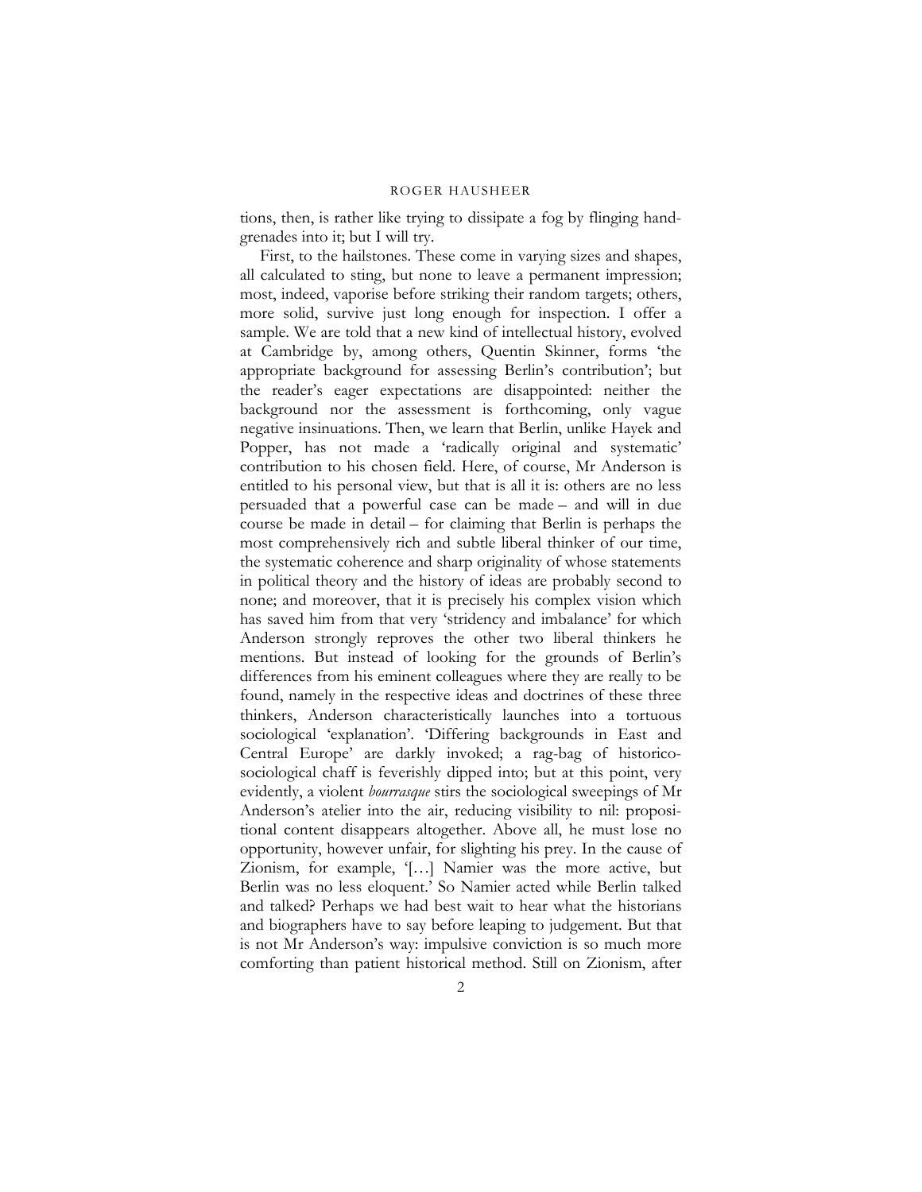tions, then, is rather like trying to dissipate a fog by flinging hand-grenades into it; but I will try.

First, to the hailstones. These come in varying sizes and shapes, all calculated to sting, but none to leave a permanent impression; most, indeed, vaporise before striking their random targets; others, more solid, survive just long enough for inspection. I offer a sample. We are told that a new kind of intellectual history, evolved at Cambridge by, among others, Quentin Skinner, forms 'the appropriate background for assessing Berlin's contribution'; but the reader's eager expectations are disappointed: neither the background nor the assessment is forthcoming, only vague negative insinuations. Then, we learn that Berlin, unlike Hayek and Popper, has not made a 'radically original and systematic' contribution to his chosen field. Here, of course, Mr Anderson is entitled to his personal view, but that is all it is: others are no less persuaded that a powerful case can be made – and will in due course be made in detail – for claiming that Berlin is perhaps the most comprehensively rich and subtle liberal thinker of our time, the systematic coherence and sharp originality of whose statements in political theory and the history of ideas are probably second to none; and moreover, that it is precisely his complex vision which has saved him from that very 'stridency and imbalance' for which Anderson strongly reproves the other two liberal thinkers he mentions. But instead of looking for the grounds of Berlin's differences from his eminent colleagues where they are really to be found, namely in the respective ideas and doctrines of these three thinkers, Anderson characteristically launches into a tortuous sociological 'explanation'. 'Differing backgrounds in East and Central Europe' are darkly invoked; a rag-bag of historico-sociological chaff is feverishly dipped into; but at this point, very evidently, a violent *bourrasque* stirs the sociological sweepings of Mr Anderson's atelier into the air, reducing visibility to nil: propositional content disappears altogether. Above all, he must lose no opportunity, however unfair, for slighting his prey. In the cause of Zionism, for example, '[…] Namier was the more active, but Berlin was no less eloquent.' So Namier acted while Berlin talked and talked? Perhaps we had best wait to hear what the historians and biographers have to say before leaping to judgement. But that is not Mr Anderson's way: impulsive conviction is so much more comforting than patient historical method. Still on Zionism, after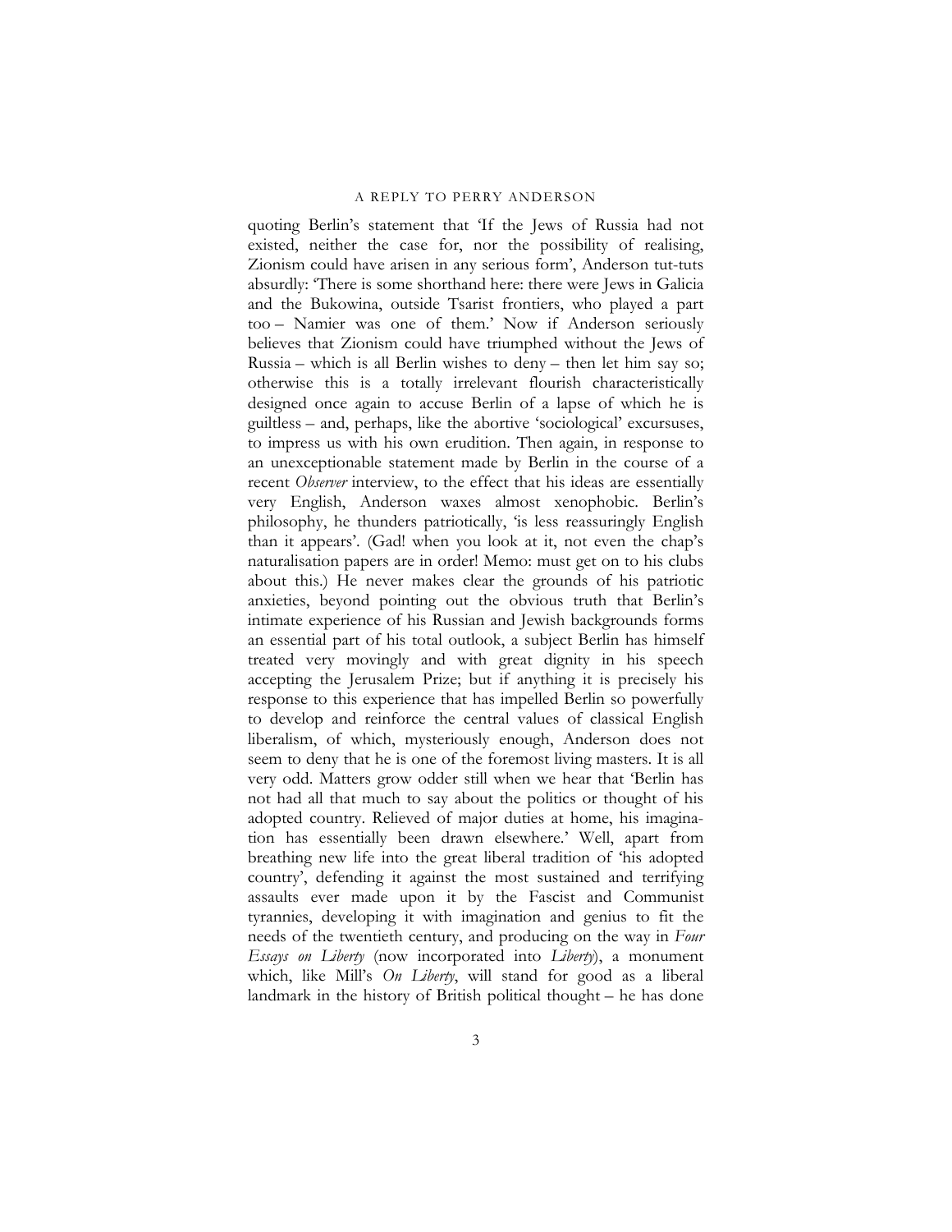quoting Berlin's statement that 'If the Jews of Russia had not existed, neither the case for, nor the possibility of realising, Zionism could have arisen in any serious form', Anderson tut-tuts absurdly: 'There is some shorthand here: there were Jews in Galicia and the Bukowina, outside Tsarist frontiers, who played a part too – Namier was one of them.' Now if Anderson seriously believes that Zionism could have triumphed without the Jews of Russia – which is all Berlin wishes to deny – then let him say so; otherwise this is a totally irrelevant flourish characteristically designed once again to accuse Berlin of a lapse of which he is guiltless – and, perhaps, like the abortive 'sociological' excursuses, to impress us with his own erudition. Then again, in response to an unexceptionable statement made by Berlin in the course of a recent *Observer* interview, to the effect that his ideas are essentially very English, Anderson waxes almost xenophobic. Berlin's philosophy, he thunders patriotically, 'is less reassuringly English than it appears'. (Gad! when you look at it, not even the chap's naturalisation papers are in order! Memo: must get on to his clubs about this.) He never makes clear the grounds of his patriotic anxieties, beyond pointing out the obvious truth that Berlin's intimate experience of his Russian and Jewish backgrounds forms an essential part of his total outlook, a subject Berlin has himself treated very movingly and with great dignity in his speech accepting the Jerusalem Prize; but if anything it is precisely his response to this experience that has impelled Berlin so powerfully to develop and reinforce the central values of classical English liberalism, of which, mysteriously enough, Anderson does not seem to deny that he is one of the foremost living masters. It is all very odd. Matters grow odder still when we hear that 'Berlin has not had all that much to say about the politics or thought of his adopted country. Relieved of major duties at home, his imagination has essentially been drawn elsewhere.' Well, apart from breathing new life into the great liberal tradition of 'his adopted country', defending it against the most sustained and terrifying assaults ever made upon it by the Fascist and Communist tyrannies, developing it with imagination and genius to fit the needs of the twentieth century, and producing on the way in *Four Essays on Liberty* (now incorporated into *Liberty*), a monument which, like Mill's *On Liberty*, will stand for good as a liberal landmark in the history of British political thought – he has done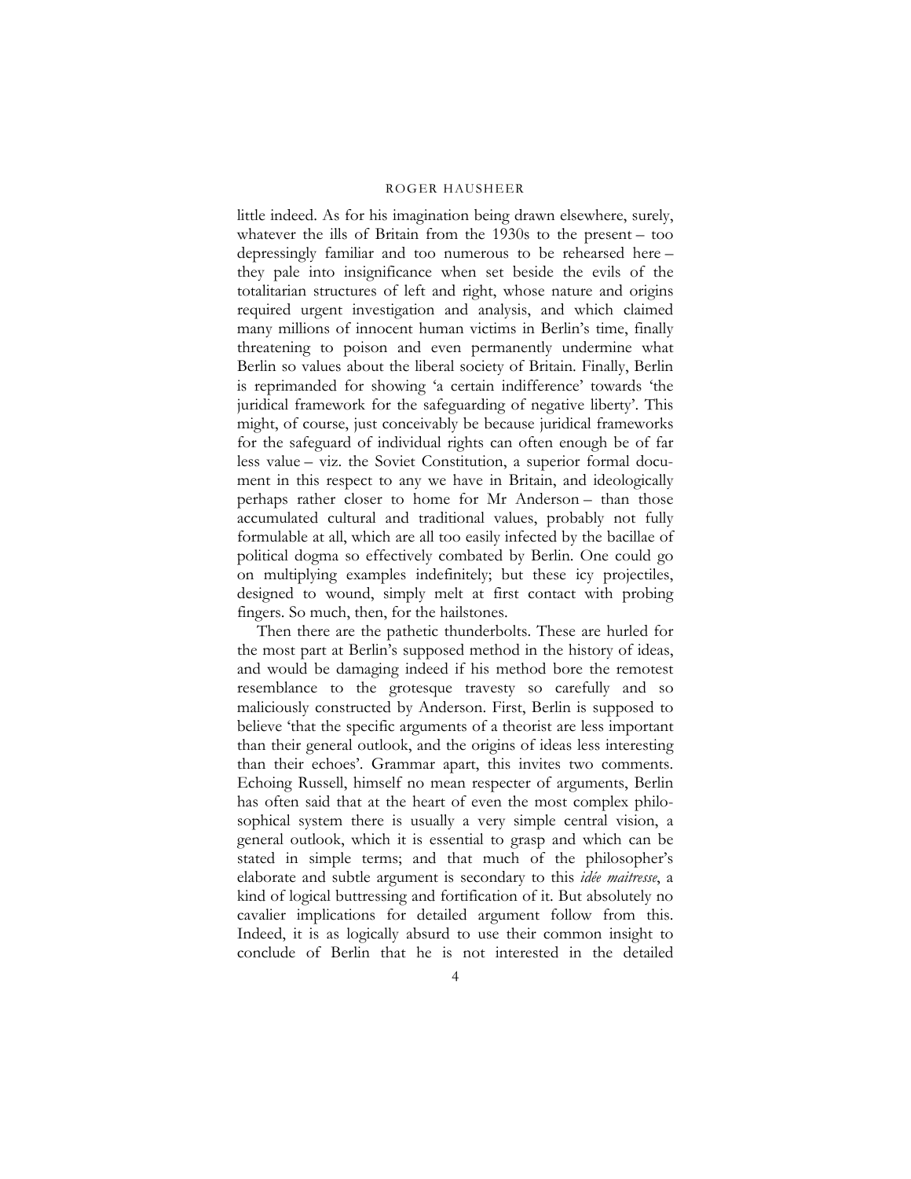little indeed. As for his imagination being drawn elsewhere, surely, whatever the ills of Britain from the 1930s to the present – too depressingly familiar and too numerous to be rehearsed here – they pale into insignificance when set beside the evils of the totalitarian structures of left and right, whose nature and origins required urgent investigation and analysis, and which claimed many millions of innocent human victims in Berlin's time, finally threatening to poison and even permanently undermine what Berlin so values about the liberal society of Britain. Finally, Berlin is reprimanded for showing 'a certain indifference' towards 'the juridical framework for the safeguarding of negative liberty'. This might, of course, just conceivably be because juridical frameworks for the safeguard of individual rights can often enough be of far less value – viz. the Soviet Constitution, a superior formal document in this respect to any we have in Britain, and ideologically perhaps rather closer to home for Mr Anderson – than those accumulated cultural and traditional values, probably not fully formulable at all, which are all too easily infected by the bacillae of political dogma so effectively combated by Berlin. One could go on multiplying examples indefinitely; but these icy projectiles, designed to wound, simply melt at first contact with probing fingers. So much, then, for the hailstones.

Then there are the pathetic thunderbolts. These are hurled for the most part at Berlin's supposed method in the history of ideas, and would be damaging indeed if his method bore the remotest resemblance to the grotesque travesty so carefully and so maliciously constructed by Anderson. First, Berlin is supposed to believe 'that the specific arguments of a theorist are less important than their general outlook, and the origins of ideas less interesting than their echoes'. Grammar apart, this invites two comments. Echoing Russell, himself no mean respecter of arguments, Berlin has often said that at the heart of even the most complex philosophical system there is usually a very simple central vision, a general outlook, which it is essential to grasp and which can be stated in simple terms; and that much of the philosopher's elaborate and subtle argument is secondary to this *idée maitresse*, a kind of logical buttressing and fortification of it. But absolutely no cavalier implications for detailed argument follow from this. Indeed, it is as logically absurd to use their common insight to conclude of Berlin that he is not interested in the detailed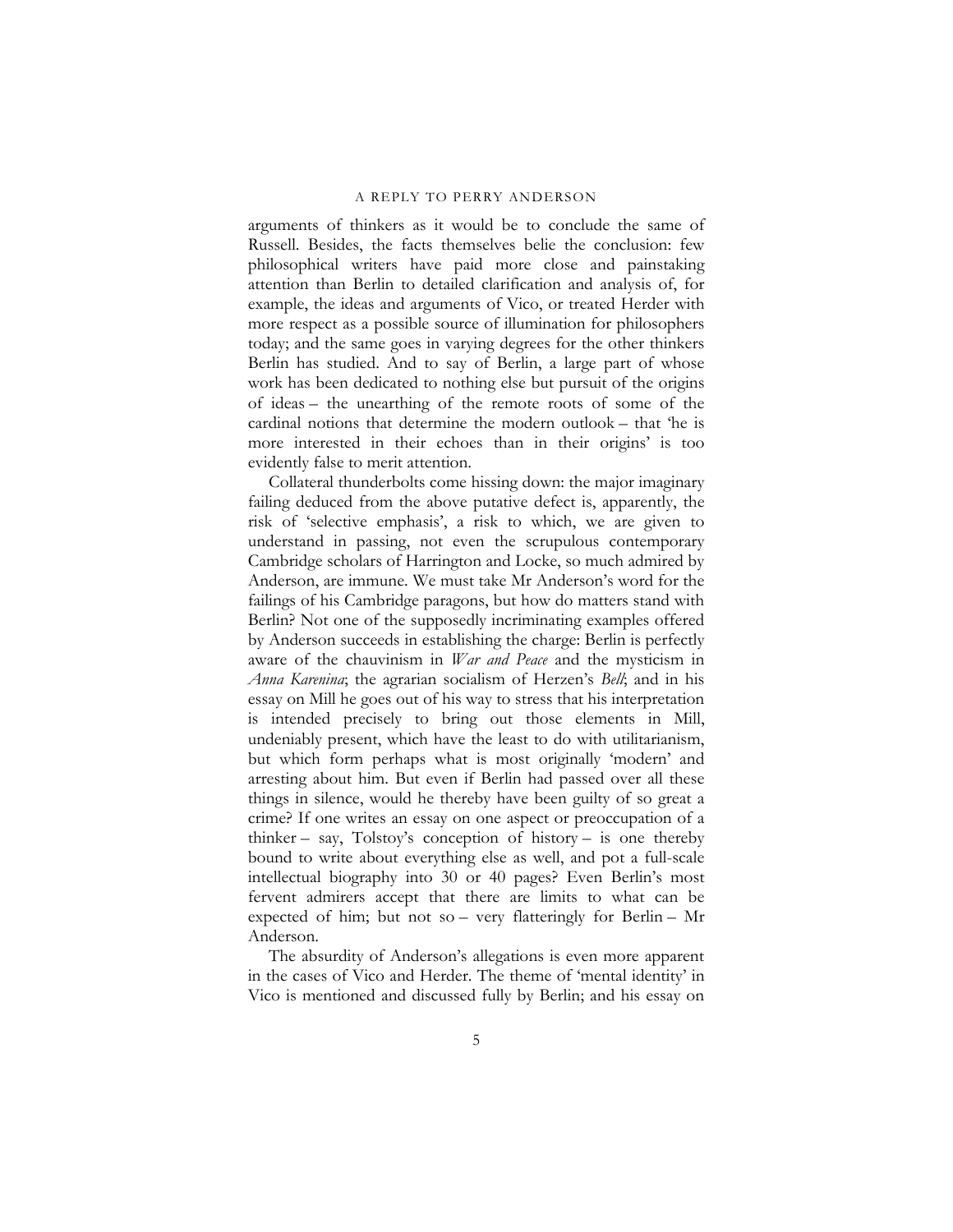arguments of thinkers as it would be to conclude the same of Russell. Besides, the facts themselves belie the conclusion: few philosophical writers have paid more close and painstaking attention than Berlin to detailed clarification and analysis of, for example, the ideas and arguments of Vico, or treated Herder with more respect as a possible source of illumination for philosophers today; and the same goes in varying degrees for the other thinkers Berlin has studied. And to say of Berlin, a large part of whose work has been dedicated to nothing else but pursuit of the origins of ideas – the unearthing of the remote roots of some of the cardinal notions that determine the modern outlook – that 'he is more interested in their echoes than in their origins' is too evidently false to merit attention.

Collateral thunderbolts come hissing down: the major imaginary failing deduced from the above putative defect is, apparently, the risk of 'selective emphasis', a risk to which, we are given to understand in passing, not even the scrupulous contemporary Cambridge scholars of Harrington and Locke, so much admired by Anderson, are immune. We must take Mr Anderson's word for the failings of his Cambridge paragons, but how do matters stand with Berlin? Not one of the supposedly incriminating examples offered by Anderson succeeds in establishing the charge: Berlin is perfectly aware of the chauvinism in *War and Peace* and the mysticism in *Anna Karenina*; the agrarian socialism of Herzen's *Bell*; and in his essay on Mill he goes out of his way to stress that his interpretation is intended precisely to bring out those elements in Mill, undeniably present, which have the least to do with utilitarianism, but which form perhaps what is most originally 'modern' and arresting about him. But even if Berlin had passed over all these things in silence, would he thereby have been guilty of so great a crime? If one writes an essay on one aspect or preoccupation of a thinker – say, Tolstoy's conception of history – is one thereby bound to write about everything else as well, and pot a full-scale intellectual biography into 30 or 40 pages? Even Berlin's most fervent admirers accept that there are limits to what can be expected of him; but not so – very flatteringly for Berlin – Mr Anderson.

The absurdity of Anderson's allegations is even more apparent in the cases of Vico and Herder. The theme of 'mental identity' in Vico is mentioned and discussed fully by Berlin; and his essay on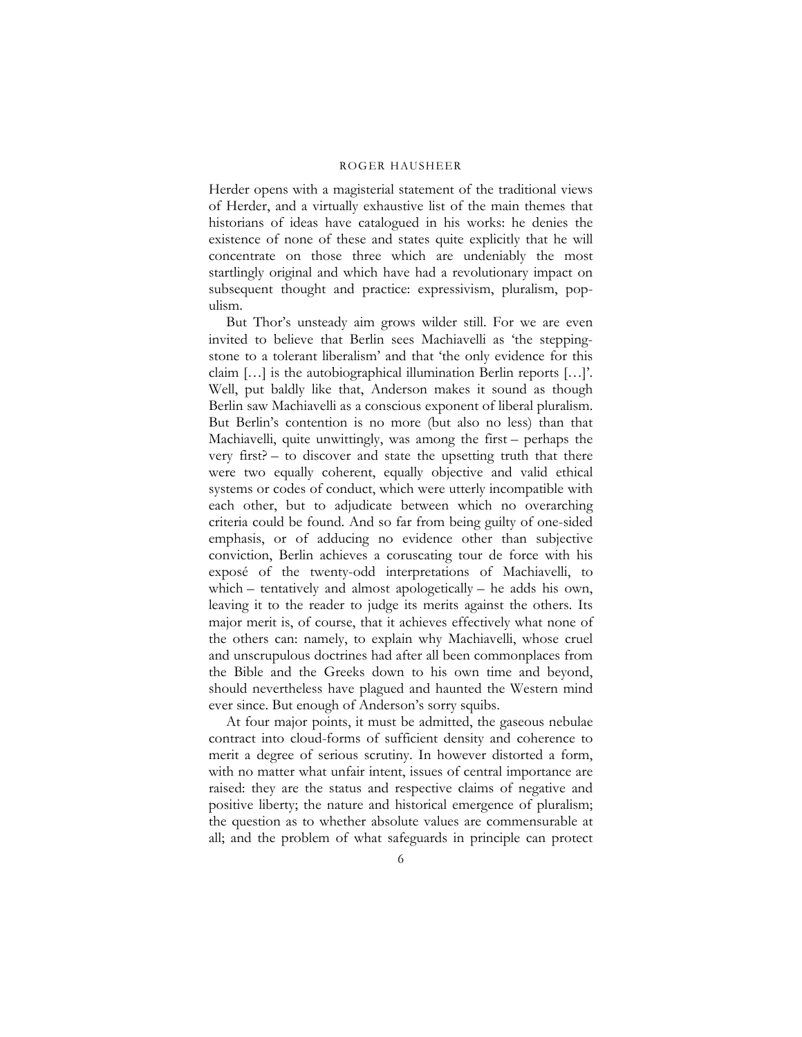Herder opens with a magisterial statement of the traditional views of Herder, and a virtually exhaustive list of the main themes that historians of ideas have catalogued in his works: he denies the existence of none of these and states quite explicitly that he will concentrate on those three which are undeniably the most startlingly original and which have had a revolutionary impact on subsequent thought and practice: expressivism, pluralism, populism.

But Thor's unsteady aim grows wilder still. For we are even invited to believe that Berlin sees Machiavelli as 'the stepping-stone to a tolerant liberalism' and that 'the only evidence for this claim […] is the autobiographical illumination Berlin reports […]'. Well, put baldly like that, Anderson makes it sound as though Berlin saw Machiavelli as a conscious exponent of liberal pluralism. But Berlin's contention is no more (but also no less) than that Machiavelli, quite unwittingly, was among the first – perhaps the very first? – to discover and state the upsetting truth that there were two equally coherent, equally objective and valid ethical systems or codes of conduct, which were utterly incompatible with each other, but to adjudicate between which no overarching criteria could be found. And so far from being guilty of one-sided emphasis, or of adducing no evidence other than subjective conviction, Berlin achieves a coruscating tour de force with his exposé of the twenty-odd interpretations of Machiavelli, to which – tentatively and almost apologetically – he adds his own, leaving it to the reader to judge its merits against the others. Its major merit is, of course, that it achieves effectively what none of the others can: namely, to explain why Machiavelli, whose cruel and unscrupulous doctrines had after all been commonplaces from the Bible and the Greeks down to his own time and beyond, should nevertheless have plagued and haunted the Western mind ever since. But enough of Anderson's sorry squibs.

At four major points, it must be admitted, the gaseous nebulae contract into cloud-forms of sufficient density and coherence to merit a degree of serious scrutiny. In however distorted a form, with no matter what unfair intent, issues of central importance are raised: they are the status and respective claims of negative and positive liberty; the nature and historical emergence of pluralism; the question as to whether absolute values are commensurable at all; and the problem of what safeguards in principle can protect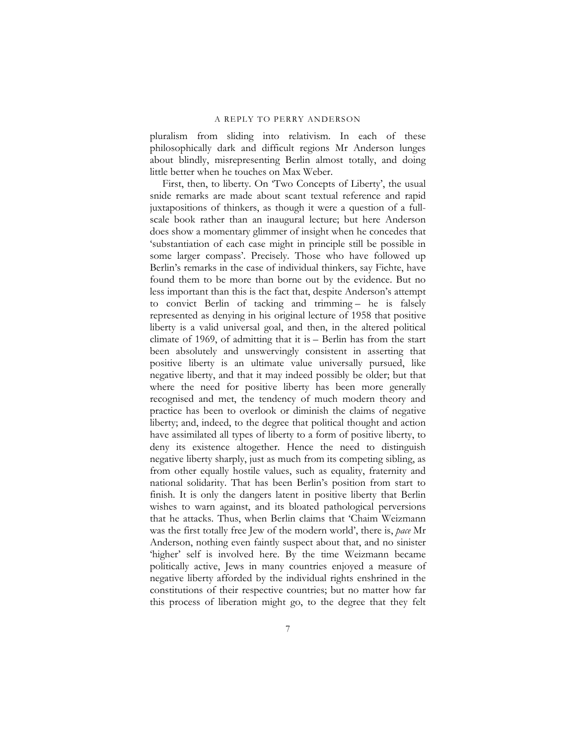pluralism from sliding into relativism. In each of these philosophically dark and difficult regions Mr Anderson lunges about blindly, misrepresenting Berlin almost totally, and doing little better when he touches on Max Weber.

First, then, to liberty. On 'Two Concepts of Liberty', the usual snide remarks are made about scant textual reference and rapid juxtapositions of thinkers, as though it were a question of a full-scale book rather than an inaugural lecture; but here Anderson does show a momentary glimmer of insight when he concedes that 'substantiation of each case might in principle still be possible in some larger compass'. Precisely. Those who have followed up Berlin's remarks in the case of individual thinkers, say Fichte, have found them to be more than borne out by the evidence. But no less important than this is the fact that, despite Anderson's attempt to convict Berlin of tacking and trimming – he is falsely represented as denying in his original lecture of 1958 that positive liberty is a valid universal goal, and then, in the altered political climate of 1969, of admitting that it is – Berlin has from the start been absolutely and unswervingly consistent in asserting that positive liberty is an ultimate value universally pursued, like negative liberty, and that it may indeed possibly be older; but that where the need for positive liberty has been more generally recognised and met, the tendency of much modern theory and practice has been to overlook or diminish the claims of negative liberty; and, indeed, to the degree that political thought and action have assimilated all types of liberty to a form of positive liberty, to deny its existence altogether. Hence the need to distinguish negative liberty sharply, just as much from its competing sibling, as from other equally hostile values, such as equality, fraternity and national solidarity. That has been Berlin's position from start to finish. It is only the dangers latent in positive liberty that Berlin wishes to warn against, and its bloated pathological perversions that he attacks. Thus, when Berlin claims that 'Chaim Weizmann was the first totally free Jew of the modern world', there is, *pace* Mr Anderson, nothing even faintly suspect about that, and no sinister 'higher' self is involved here. By the time Weizmann became politically active, Jews in many countries enjoyed a measure of negative liberty afforded by the individual rights enshrined in the constitutions of their respective countries; but no matter how far this process of liberation might go, to the degree that they felt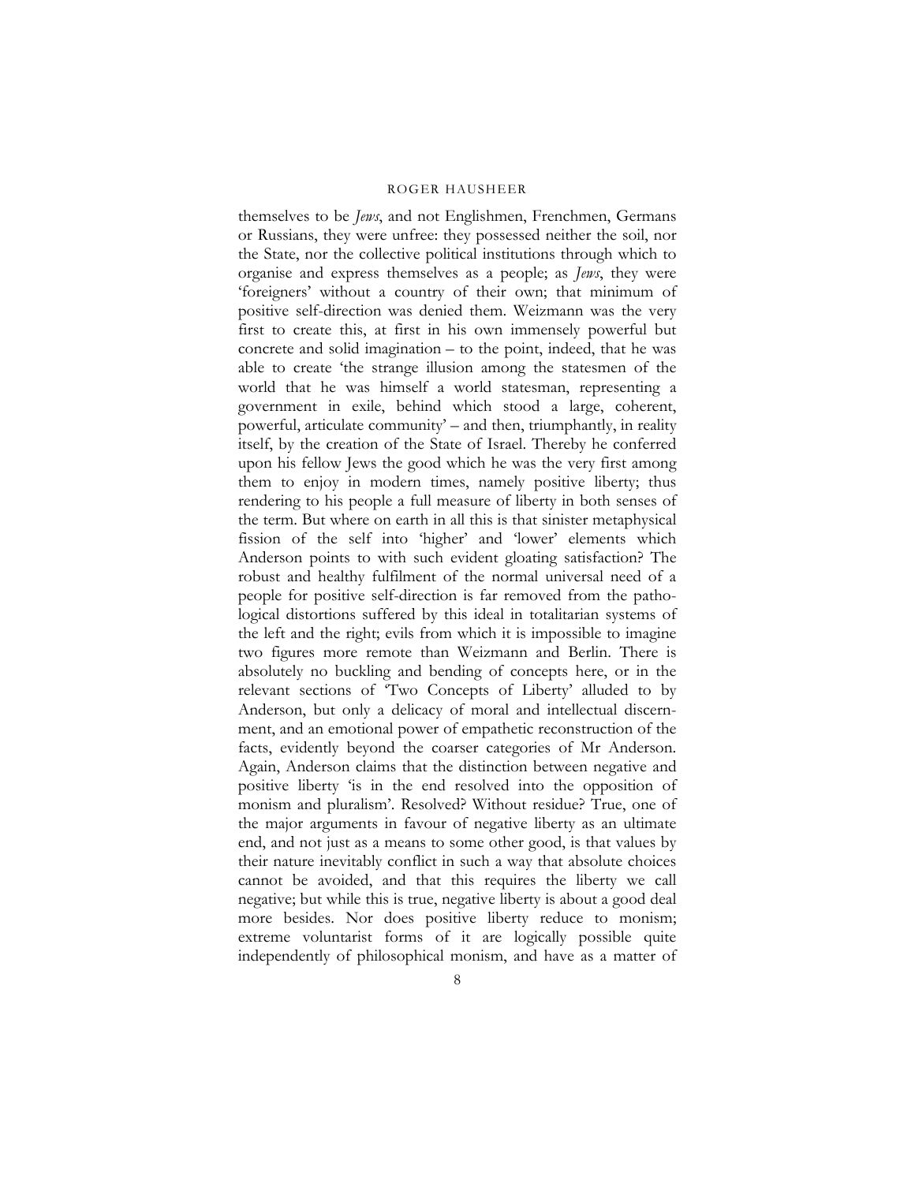themselves to be *Jews*, and not Englishmen, Frenchmen, Germans or Russians, they were unfree: they possessed neither the soil, nor the State, nor the collective political institutions through which to organise and express themselves as a people; as *Jews*, they were 'foreigners' without a country of their own; that minimum of positive self-direction was denied them. Weizmann was the very first to create this, at first in his own immensely powerful but concrete and solid imagination – to the point, indeed, that he was able to create 'the strange illusion among the statesmen of the world that he was himself a world statesman, representing a government in exile, behind which stood a large, coherent, powerful, articulate community' – and then, triumphantly, in reality itself, by the creation of the State of Israel. Thereby he conferred upon his fellow Jews the good which he was the very first among them to enjoy in modern times, namely positive liberty; thus rendering to his people a full measure of liberty in both senses of the term. But where on earth in all this is that sinister metaphysical fission of the self into 'higher' and 'lower' elements which Anderson points to with such evident gloating satisfaction? The robust and healthy fulfilment of the normal universal need of a people for positive self-direction is far removed from the pathological distortions suffered by this ideal in totalitarian systems of the left and the right; evils from which it is impossible to imagine two figures more remote than Weizmann and Berlin. There is absolutely no buckling and bending of concepts here, or in the relevant sections of 'Two Concepts of Liberty' alluded to by Anderson, but only a delicacy of moral and intellectual discernment, and an emotional power of empathetic reconstruction of the facts, evidently beyond the coarser categories of Mr Anderson. Again, Anderson claims that the distinction between negative and positive liberty 'is in the end resolved into the opposition of monism and pluralism'. Resolved? Without residue? True, one of the major arguments in favour of negative liberty as an ultimate end, and not just as a means to some other good, is that values by their nature inevitably conflict in such a way that absolute choices cannot be avoided, and that this requires the liberty we call negative; but while this is true, negative liberty is about a good deal more besides. Nor does positive liberty reduce to monism; extreme voluntarist forms of it are logically possible quite independently of philosophical monism, and have as a matter of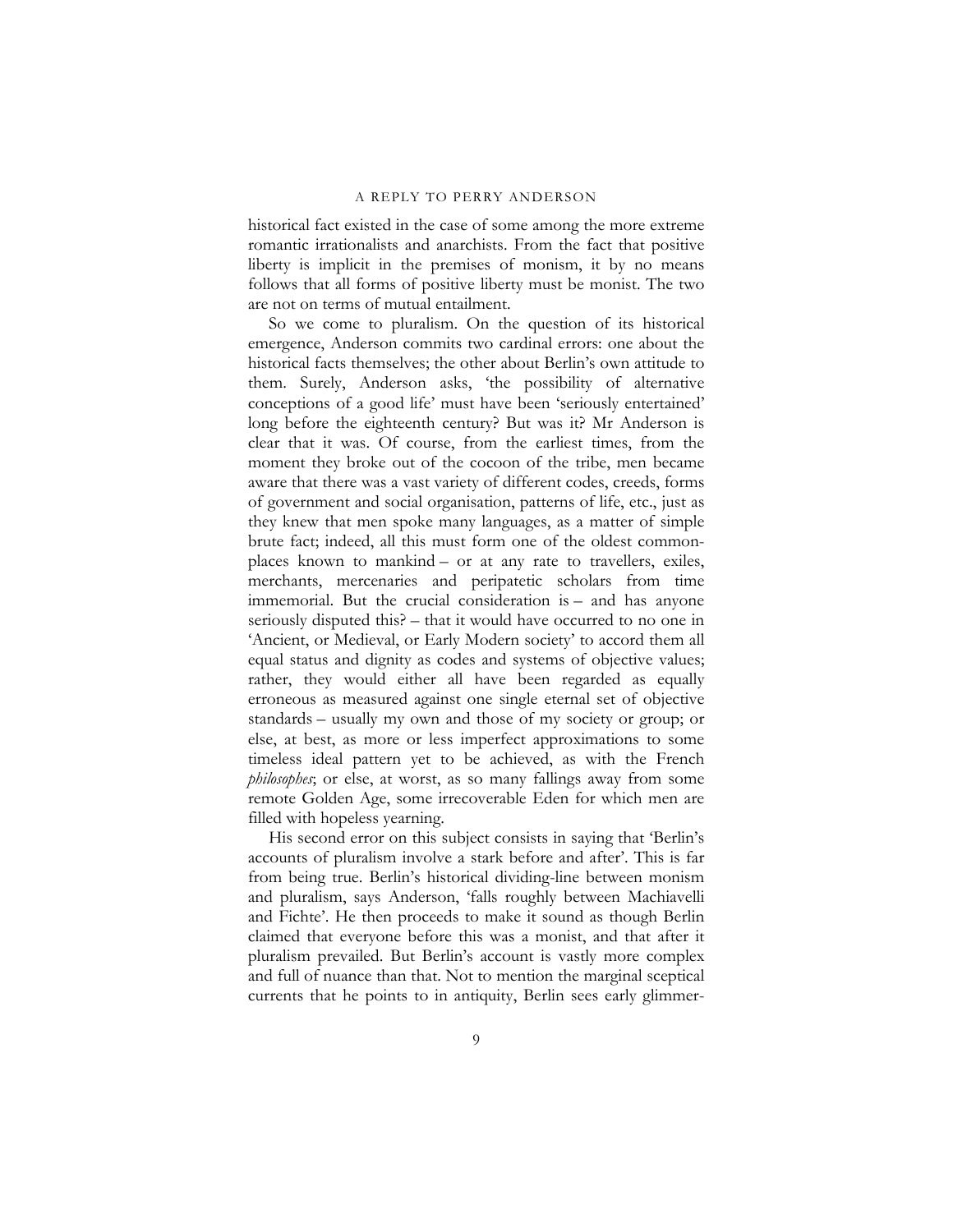historical fact existed in the case of some among the more extreme romantic irrationalists and anarchists. From the fact that positive liberty is implicit in the premises of monism, it by no means follows that all forms of positive liberty must be monist. The two are not on terms of mutual entailment.

So we come to pluralism. On the question of its historical emergence, Anderson commits two cardinal errors: one about the historical facts themselves; the other about Berlin's own attitude to them. Surely, Anderson asks, 'the possibility of alternative conceptions of a good life' must have been 'seriously entertained' long before the eighteenth century? But was it? Mr Anderson is clear that it was. Of course, from the earliest times, from the moment they broke out of the cocoon of the tribe, men became aware that there was a vast variety of different codes, creeds, forms of government and social organisation, patterns of life, etc., just as they knew that men spoke many languages, as a matter of simple brute fact; indeed, all this must form one of the oldest commonplaces known to mankind – or at any rate to travellers, exiles, merchants, mercenaries and peripatetic scholars from time immemorial. But the crucial consideration is – and has anyone seriously disputed this? – that it would have occurred to no one in 'Ancient, or Medieval, or Early Modern society' to accord them all equal status and dignity as codes and systems of objective values; rather, they would either all have been regarded as equally erroneous as measured against one single eternal set of objective standards – usually my own and those of my society or group; or else, at best, as more or less imperfect approximations to some timeless ideal pattern yet to be achieved, as with the French *philosophes*; or else, at worst, as so many fallings away from some remote Golden Age, some irrecoverable Eden for which men are filled with hopeless yearning.

His second error on this subject consists in saying that 'Berlin's accounts of pluralism involve a stark before and after'. This is far from being true. Berlin's historical dividing-line between monism and pluralism, says Anderson, 'falls roughly between Machiavelli and Fichte'. He then proceeds to make it sound as though Berlin claimed that everyone before this was a monist, and that after it pluralism prevailed. But Berlin's account is vastly more complex and full of nuance than that. Not to mention the marginal sceptical currents that he points to in antiquity, Berlin sees early glimmer-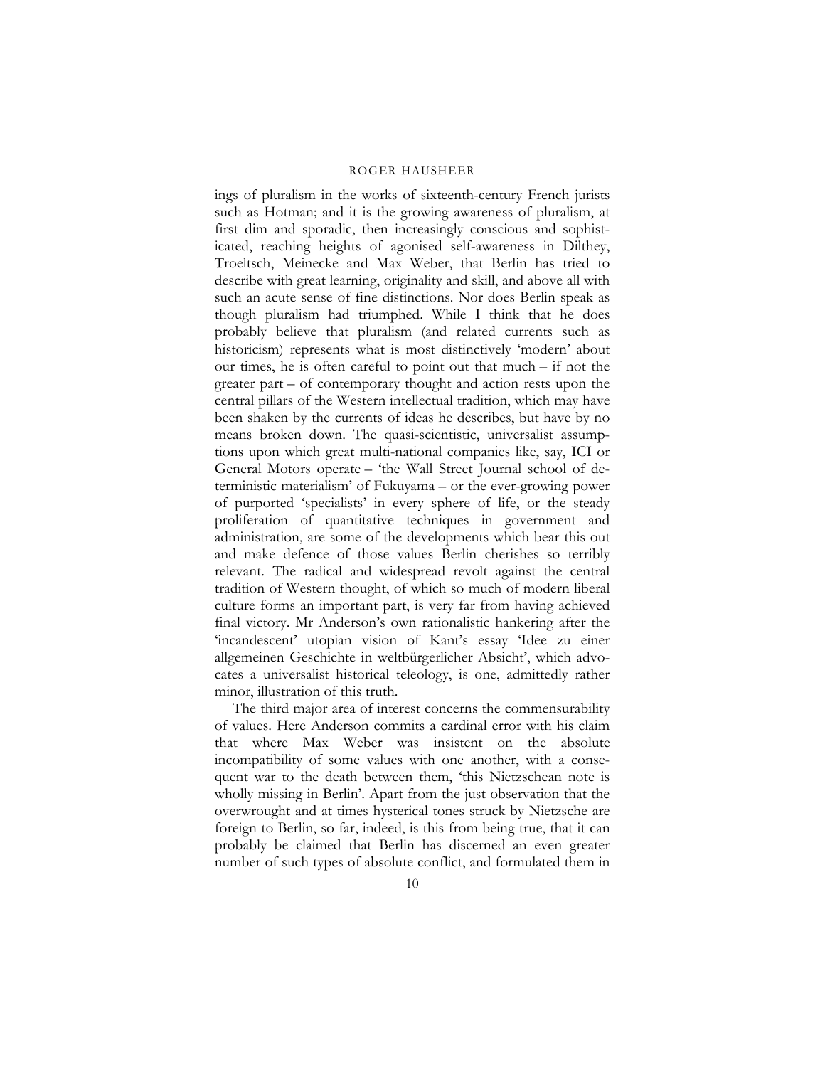ings of pluralism in the works of sixteenth-century French jurists such as Hotman; and it is the growing awareness of pluralism, at first dim and sporadic, then increasingly conscious and sophisticated, reaching heights of agonised self-awareness in Dilthey, Troeltsch, Meinecke and Max Weber, that Berlin has tried to describe with great learning, originality and skill, and above all with such an acute sense of fine distinctions. Nor does Berlin speak as though pluralism had triumphed. While I think that he does probably believe that pluralism (and related currents such as historicism) represents what is most distinctively 'modern' about our times, he is often careful to point out that much – if not the greater part – of contemporary thought and action rests upon the central pillars of the Western intellectual tradition, which may have been shaken by the currents of ideas he describes, but have by no means broken down. The quasi-scientistic, universalist assumptions upon which great multi-national companies like, say, ICI or General Motors operate – 'the Wall Street Journal school of deterministic materialism' of Fukuyama – or the ever-growing power of purported 'specialists' in every sphere of life, or the steady proliferation of quantitative techniques in government and administration, are some of the developments which bear this out and make defence of those values Berlin cherishes so terribly relevant. The radical and widespread revolt against the central tradition of Western thought, of which so much of modern liberal culture forms an important part, is very far from having achieved final victory. Mr Anderson's own rationalistic hankering after the 'incandescent' utopian vision of Kant's essay 'Idee zu einer allgemeinen Geschichte in weltbürgerlicher Absicht', which advocates a universalist historical teleology, is one, admittedly rather minor, illustration of this truth.

The third major area of interest concerns the commensurability of values. Here Anderson commits a cardinal error with his claim that where Max Weber was insistent on the absolute incompatibility of some values with one another, with a consequent war to the death between them, 'this Nietzschean note is wholly missing in Berlin'. Apart from the just observation that the overwrought and at times hysterical tones struck by Nietzsche are foreign to Berlin, so far, indeed, is this from being true, that it can probably be claimed that Berlin has discerned an even greater number of such types of absolute conflict, and formulated them in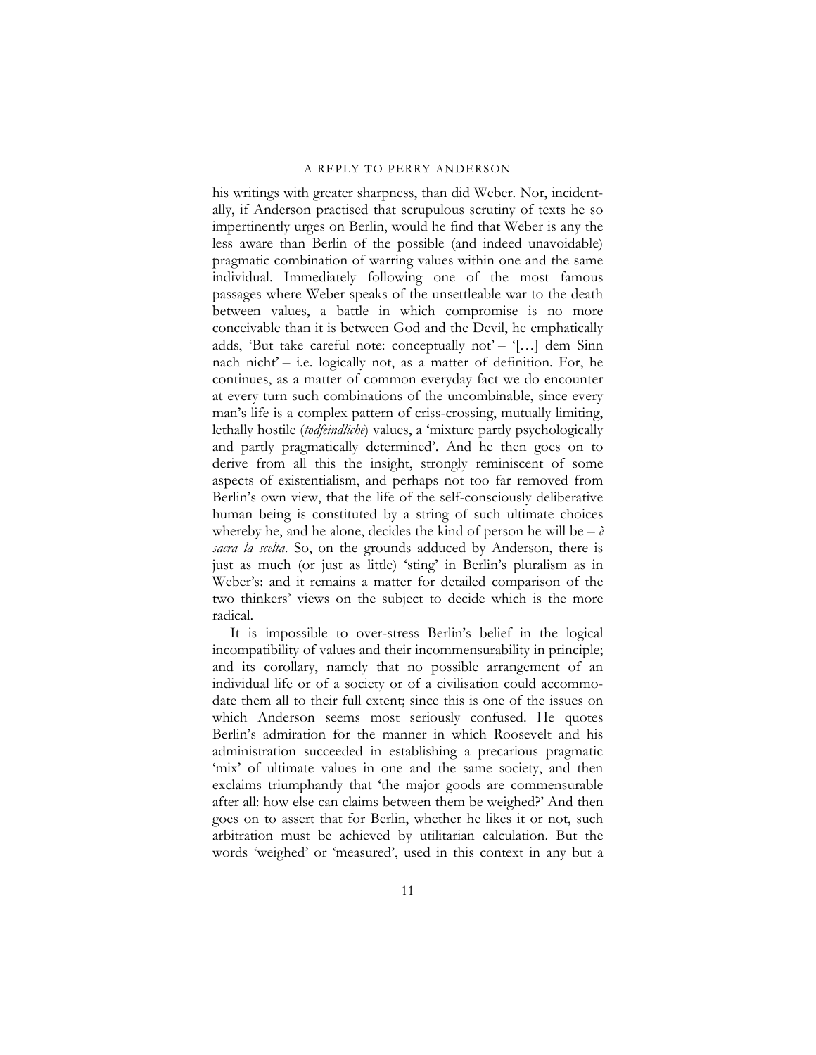his writings with greater sharpness, than did Weber. Nor, incidentally, if Anderson practised that scrupulous scrutiny of texts he so impertinently urges on Berlin, would he find that Weber is any the less aware than Berlin of the possible (and indeed unavoidable) pragmatic combination of warring values within one and the same individual. Immediately following one of the most famous passages where Weber speaks of the unsettleable war to the death between values, a battle in which compromise is no more conceivable than it is between God and the Devil, he emphatically adds, 'But take careful note: conceptually not' – '[…] dem Sinn nach nicht' – i.e. logically not, as a matter of definition. For, he continues, as a matter of common everyday fact we do encounter at every turn such combinations of the uncombinable, since every man's life is a complex pattern of criss-crossing, mutually limiting, lethally hostile (*todfeindliche*) values, a 'mixture partly psychologically and partly pragmatically determined'. And he then goes on to derive from all this the insight, strongly reminiscent of some aspects of existentialism, and perhaps not too far removed from Berlin's own view, that the life of the self-consciously deliberative human being is constituted by a string of such ultimate choices whereby he, and he alone, decides the kind of person he will be – *è sacra la scelta*. So, on the grounds adduced by Anderson, there is just as much (or just as little) 'sting' in Berlin's pluralism as in Weber's: and it remains a matter for detailed comparison of the two thinkers' views on the subject to decide which is the more radical.

It is impossible to over-stress Berlin's belief in the logical incompatibility of values and their incommensurability in principle; and its corollary, namely that no possible arrangement of an individual life or of a society or of a civilisation could accommodate them all to their full extent; since this is one of the issues on which Anderson seems most seriously confused. He quotes Berlin's admiration for the manner in which Roosevelt and his administration succeeded in establishing a precarious pragmatic 'mix' of ultimate values in one and the same society, and then exclaims triumphantly that 'the major goods are commensurable after all: how else can claims between them be weighed?' And then goes on to assert that for Berlin, whether he likes it or not, such arbitration must be achieved by utilitarian calculation. But the words 'weighed' or 'measured', used in this context in any but a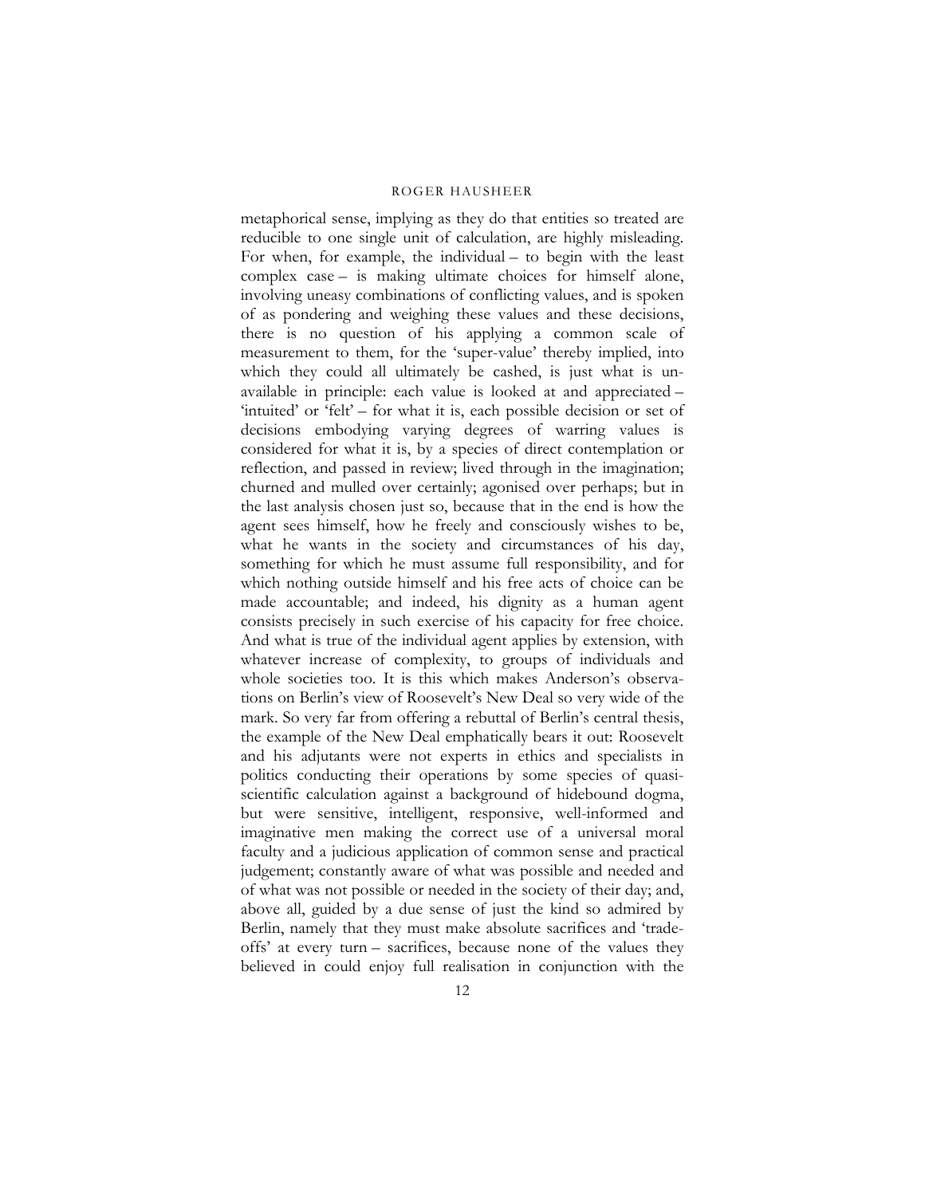metaphorical sense, implying as they do that entities so treated are reducible to one single unit of calculation, are highly misleading. For when, for example, the individual – to begin with the least complex case – is making ultimate choices for himself alone, involving uneasy combinations of conflicting values, and is spoken of as pondering and weighing these values and these decisions, there is no question of his applying a common scale of measurement to them, for the 'super-value' thereby implied, into which they could all ultimately be cashed, is just what is unavailable in principle: each value is looked at and appreciated – 'intuited' or 'felt' – for what it is, each possible decision or set of decisions embodying varying degrees of warring values is considered for what it is, by a species of direct contemplation or reflection, and passed in review; lived through in the imagination; churned and mulled over certainly; agonised over perhaps; but in the last analysis chosen just so, because that in the end is how the agent sees himself, how he freely and consciously wishes to be, what he wants in the society and circumstances of his day, something for which he must assume full responsibility, and for which nothing outside himself and his free acts of choice can be made accountable; and indeed, his dignity as a human agent consists precisely in such exercise of his capacity for free choice. And what is true of the individual agent applies by extension, with whatever increase of complexity, to groups of individuals and whole societies too. It is this which makes Anderson's observations on Berlin's view of Roosevelt's New Deal so very wide of the mark. So very far from offering a rebuttal of Berlin's central thesis, the example of the New Deal emphatically bears it out: Roosevelt and his adjutants were not experts in ethics and specialists in politics conducting their operations by some species of quasi-scientific calculation against a background of hidebound dogma, but were sensitive, intelligent, responsive, well-informed and imaginative men making the correct use of a universal moral faculty and a judicious application of common sense and practical judgement; constantly aware of what was possible and needed and of what was not possible or needed in the society of their day; and, above all, guided by a due sense of just the kind so admired by Berlin, namely that they must make absolute sacrifices and 'trade-offs' at every turn – sacrifices, because none of the values they believed in could enjoy full realisation in conjunction with the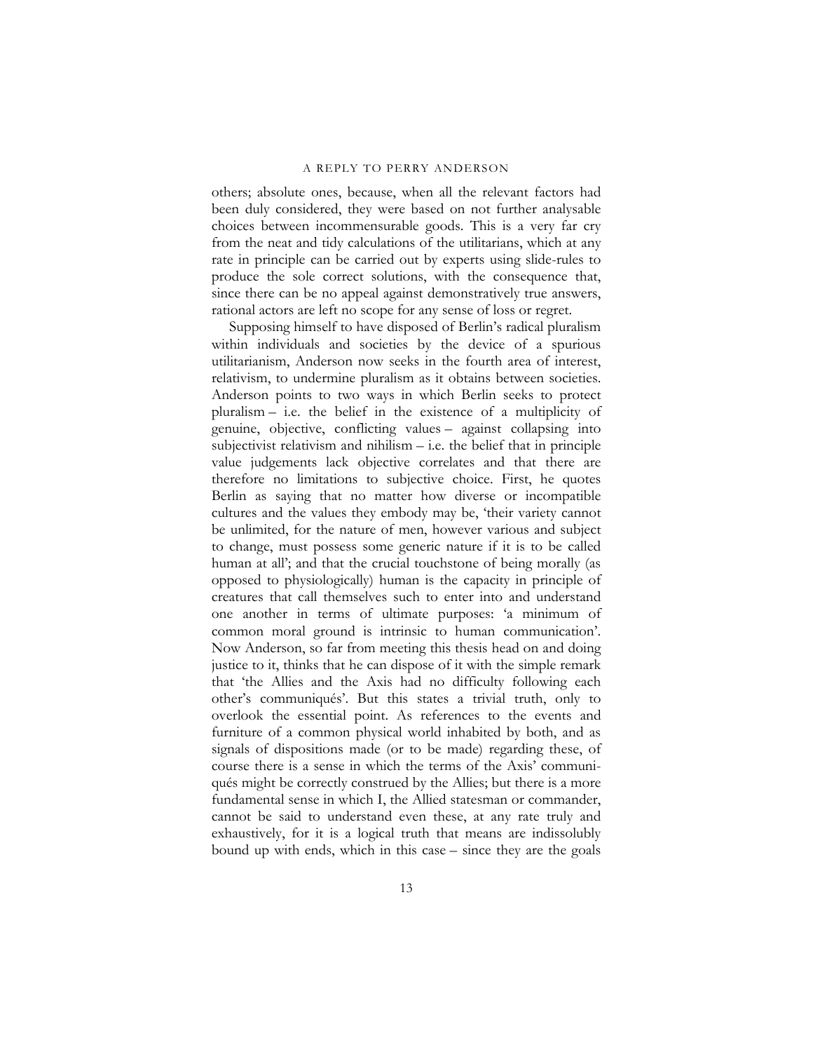others; absolute ones, because, when all the relevant factors had been duly considered, they were based on not further analysable choices between incommensurable goods. This is a very far cry from the neat and tidy calculations of the utilitarians, which at any rate in principle can be carried out by experts using slide-rules to produce the sole correct solutions, with the consequence that, since there can be no appeal against demonstratively true answers, rational actors are left no scope for any sense of loss or regret.

Supposing himself to have disposed of Berlin's radical pluralism within individuals and societies by the device of a spurious utilitarianism, Anderson now seeks in the fourth area of interest, relativism, to undermine pluralism as it obtains between societies. Anderson points to two ways in which Berlin seeks to protect pluralism – i.e. the belief in the existence of a multiplicity of genuine, objective, conflicting values – against collapsing into subjectivist relativism and nihilism – i.e. the belief that in principle value judgements lack objective correlates and that there are therefore no limitations to subjective choice. First, he quotes Berlin as saying that no matter how diverse or incompatible cultures and the values they embody may be, 'their variety cannot be unlimited, for the nature of men, however various and subject to change, must possess some generic nature if it is to be called human at all'; and that the crucial touchstone of being morally (as opposed to physiologically) human is the capacity in principle of creatures that call themselves such to enter into and understand one another in terms of ultimate purposes: 'a minimum of common moral ground is intrinsic to human communication'. Now Anderson, so far from meeting this thesis head on and doing justice to it, thinks that he can dispose of it with the simple remark that 'the Allies and the Axis had no difficulty following each other's communiqués'. But this states a trivial truth, only to overlook the essential point. As references to the events and furniture of a common physical world inhabited by both, and as signals of dispositions made (or to be made) regarding these, of course there is a sense in which the terms of the Axis' communiqués might be correctly construed by the Allies; but there is a more fundamental sense in which I, the Allied statesman or commander, cannot be said to understand even these, at any rate truly and exhaustively, for it is a logical truth that means are indissolubly bound up with ends, which in this case – since they are the goals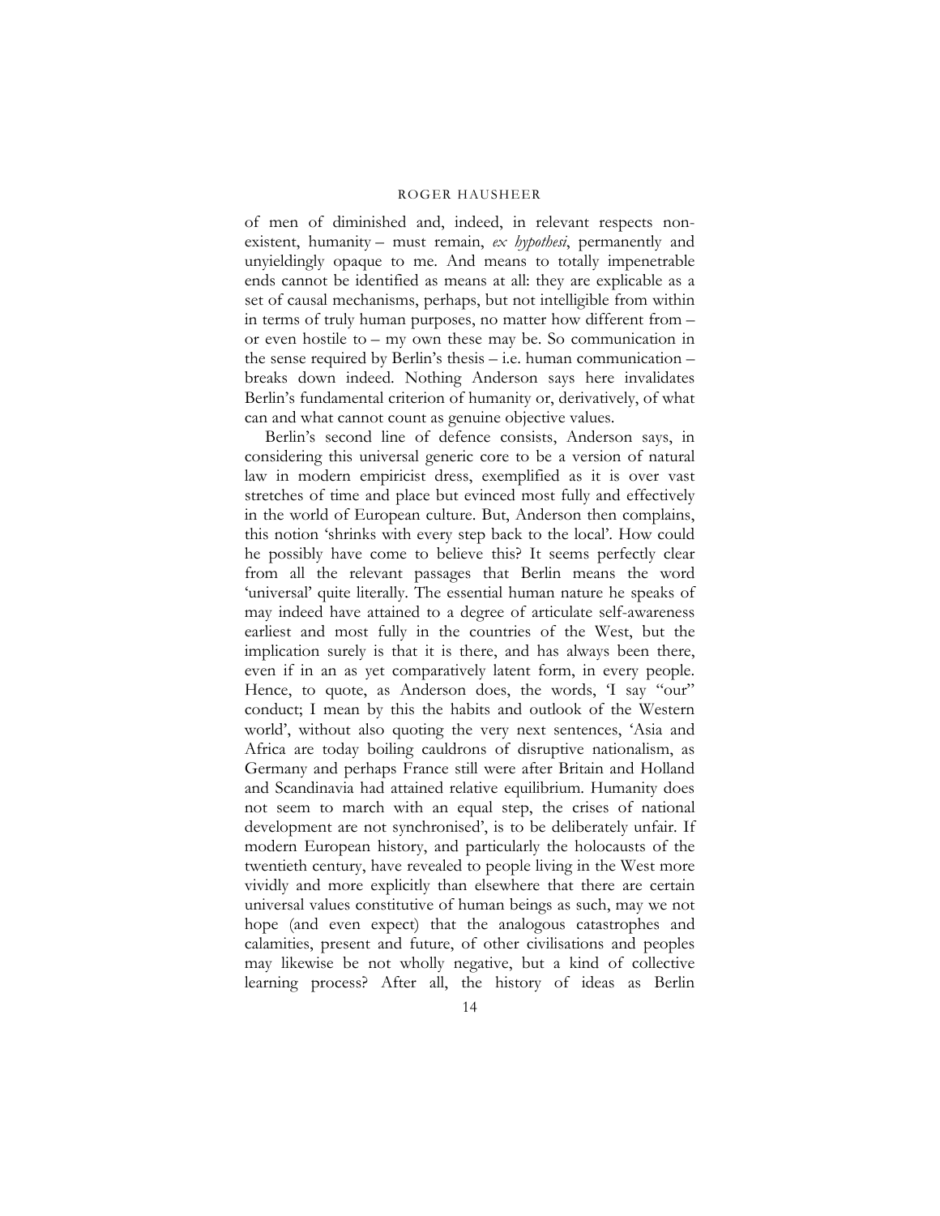of men of diminished and, indeed, in relevant respects non-existent, humanity – must remain, *ex hypothesi*, permanently and unyieldingly opaque to me. And means to totally impenetrable ends cannot be identified as means at all: they are explicable as a set of causal mechanisms, perhaps, but not intelligible from within in terms of truly human purposes, no matter how different from – or even hostile to – my own these may be. So communication in the sense required by Berlin's thesis – i.e. human communication – breaks down indeed. Nothing Anderson says here invalidates Berlin's fundamental criterion of humanity or, derivatively, of what can and what cannot count as genuine objective values.

Berlin's second line of defence consists, Anderson says, in considering this universal generic core to be a version of natural law in modern empiricist dress, exemplified as it is over vast stretches of time and place but evinced most fully and effectively in the world of European culture. But, Anderson then complains, this notion 'shrinks with every step back to the local'. How could he possibly have come to believe this? It seems perfectly clear from all the relevant passages that Berlin means the word 'universal' quite literally. The essential human nature he speaks of may indeed have attained to a degree of articulate self-awareness earliest and most fully in the countries of the West, but the implication surely is that it is there, and has always been there, even if in an as yet comparatively latent form, in every people. Hence, to quote, as Anderson does, the words, 'I say "our" conduct; I mean by this the habits and outlook of the Western world', without also quoting the very next sentences, 'Asia and Africa are today boiling cauldrons of disruptive nationalism, as Germany and perhaps France still were after Britain and Holland and Scandinavia had attained relative equilibrium. Humanity does not seem to march with an equal step, the crises of national development are not synchronised', is to be deliberately unfair. If modern European history, and particularly the holocausts of the twentieth century, have revealed to people living in the West more vividly and more explicitly than elsewhere that there are certain universal values constitutive of human beings as such, may we not hope (and even expect) that the analogous catastrophes and calamities, present and future, of other civilisations and peoples may likewise be not wholly negative, but a kind of collective learning process? After all, the history of ideas as Berlin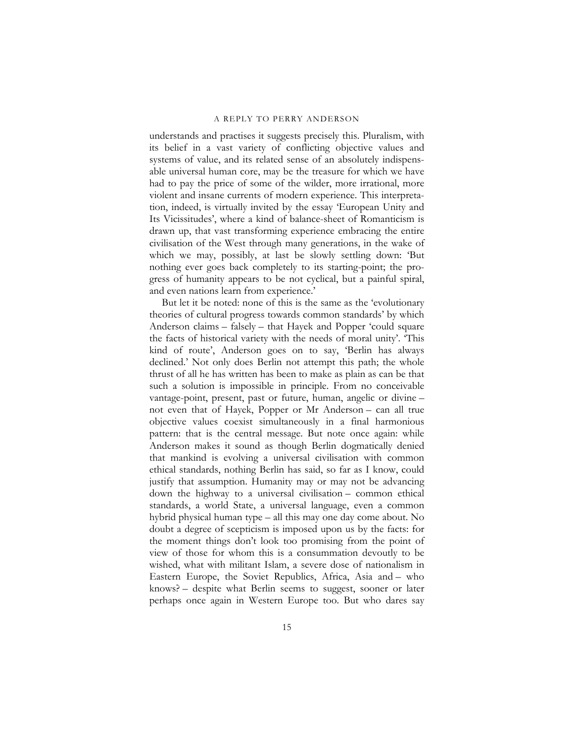understands and practises it suggests precisely this. Pluralism, with its belief in a vast variety of conflicting objective values and systems of value, and its related sense of an absolutely indispensable universal human core, may be the treasure for which we have had to pay the price of some of the wilder, more irrational, more violent and insane currents of modern experience. This interpretation, indeed, is virtually invited by the essay 'European Unity and Its Vicissitudes', where a kind of balance-sheet of Romanticism is drawn up, that vast transforming experience embracing the entire civilisation of the West through many generations, in the wake of which we may, possibly, at last be slowly settling down: 'But nothing ever goes back completely to its starting-point; the progress of humanity appears to be not cyclical, but a painful spiral, and even nations learn from experience.'

But let it be noted: none of this is the same as the 'evolutionary theories of cultural progress towards common standards' by which Anderson claims – falsely – that Hayek and Popper 'could square the facts of historical variety with the needs of moral unity'. 'This kind of route', Anderson goes on to say, 'Berlin has always declined.' Not only does Berlin not attempt this path; the whole thrust of all he has written has been to make as plain as can be that such a solution is impossible in principle. From no conceivable vantage-point, present, past or future, human, angelic or divine – not even that of Hayek, Popper or Mr Anderson – can all true objective values coexist simultaneously in a final harmonious pattern: that is the central message. But note once again: while Anderson makes it sound as though Berlin dogmatically denied that mankind is evolving a universal civilisation with common ethical standards, nothing Berlin has said, so far as I know, could justify that assumption. Humanity may or may not be advancing down the highway to a universal civilisation – common ethical standards, a world State, a universal language, even a common hybrid physical human type – all this may one day come about. No doubt a degree of scepticism is imposed upon us by the facts: for the moment things don't look too promising from the point of view of those for whom this is a consummation devoutly to be wished, what with militant Islam, a severe dose of nationalism in Eastern Europe, the Soviet Republics, Africa, Asia and – who knows? – despite what Berlin seems to suggest, sooner or later perhaps once again in Western Europe too. But who dares say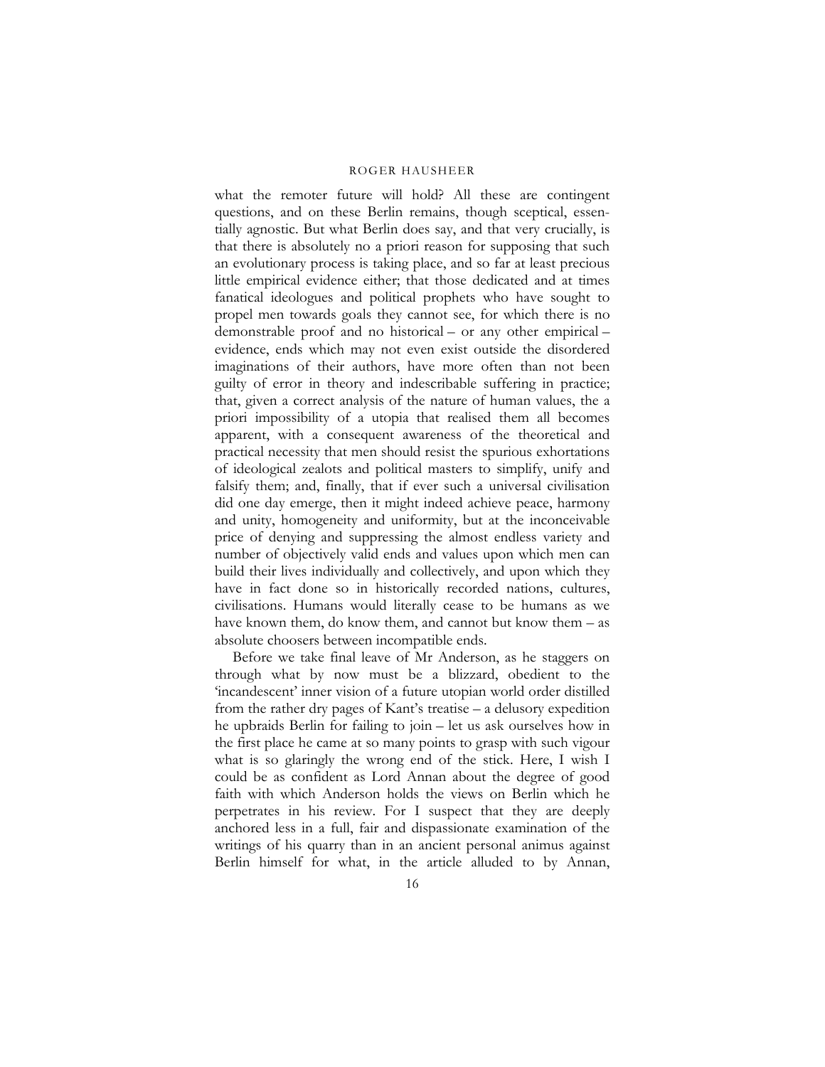what the remoter future will hold? All these are contingent questions, and on these Berlin remains, though sceptical, essentially agnostic. But what Berlin does say, and that very crucially, is that there is absolutely no a priori reason for supposing that such an evolutionary process is taking place, and so far at least precious little empirical evidence either; that those dedicated and at times fanatical ideologues and political prophets who have sought to propel men towards goals they cannot see, for which there is no demonstrable proof and no historical – or any other empirical – evidence, ends which may not even exist outside the disordered imaginations of their authors, have more often than not been guilty of error in theory and indescribable suffering in practice; that, given a correct analysis of the nature of human values, the a priori impossibility of a utopia that realised them all becomes apparent, with a consequent awareness of the theoretical and practical necessity that men should resist the spurious exhortations of ideological zealots and political masters to simplify, unify and falsify them; and, finally, that if ever such a universal civilisation did one day emerge, then it might indeed achieve peace, harmony and unity, homogeneity and uniformity, but at the inconceivable price of denying and suppressing the almost endless variety and number of objectively valid ends and values upon which men can build their lives individually and collectively, and upon which they have in fact done so in historically recorded nations, cultures, civilisations. Humans would literally cease to be humans as we have known them, do know them, and cannot but know them – as absolute choosers between incompatible ends.

Before we take final leave of Mr Anderson, as he staggers on through what by now must be a blizzard, obedient to the 'incandescent' inner vision of a future utopian world order distilled from the rather dry pages of Kant's treatise – a delusory expedition he upbraids Berlin for failing to join – let us ask ourselves how in the first place he came at so many points to grasp with such vigour what is so glaringly the wrong end of the stick. Here, I wish I could be as confident as Lord Annan about the degree of good faith with which Anderson holds the views on Berlin which he perpetrates in his review. For I suspect that they are deeply anchored less in a full, fair and dispassionate examination of the writings of his quarry than in an ancient personal animus against Berlin himself for what, in the article alluded to by Annan,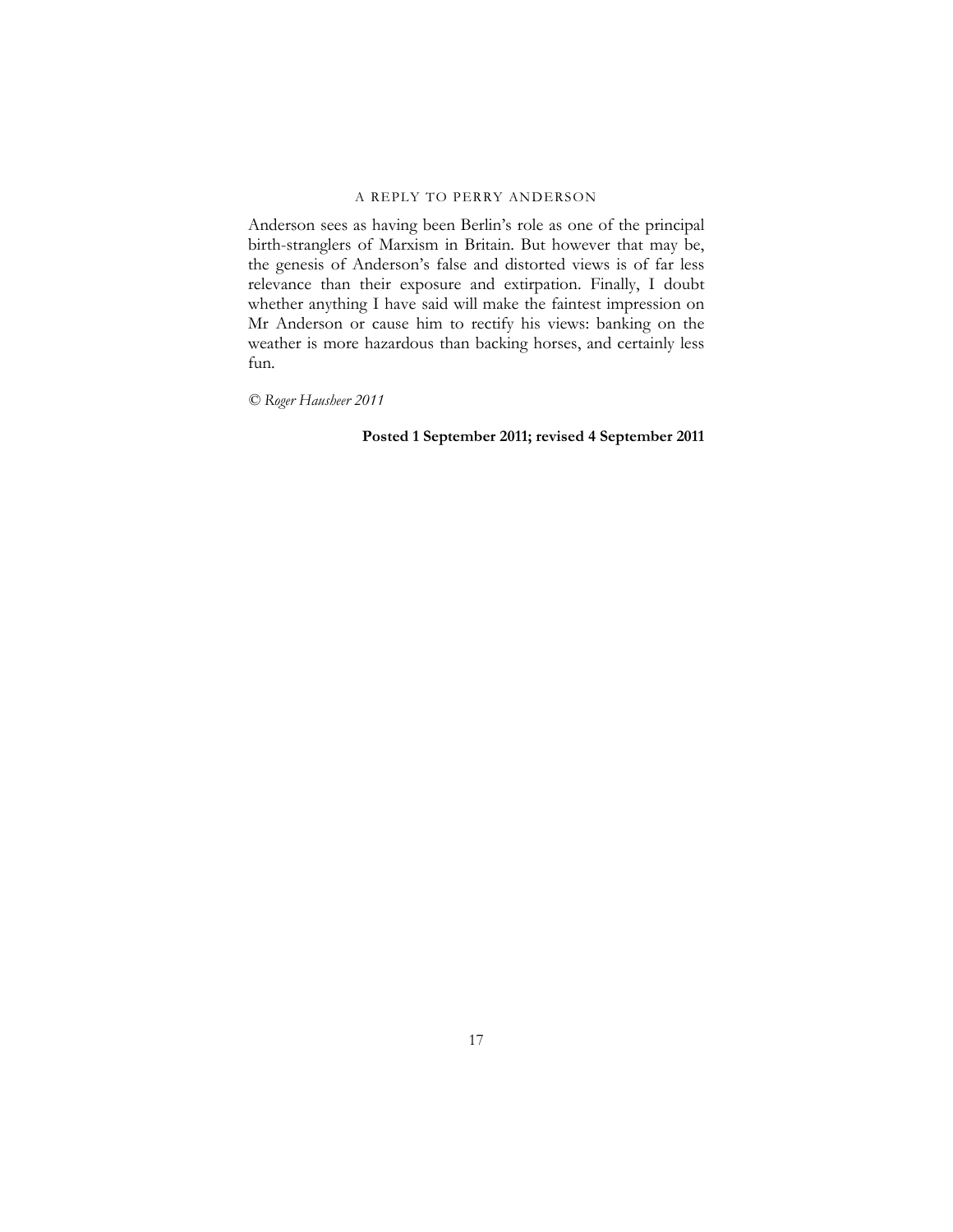Anderson sees as having been Berlin's role as one of the principal birth-stranglers of Marxism in Britain. But however that may be, the genesis of Anderson's false and distorted views is of far less relevance than their exposure and extirpation. Finally, I doubt whether anything I have said will make the faintest impression on Mr Anderson or cause him to rectify his views: banking on the weather is more hazardous than backing horses, and certainly less fun.

*© Roger Hausheer 2011*

**Posted 1 September 2011; revised 4 September 2011**